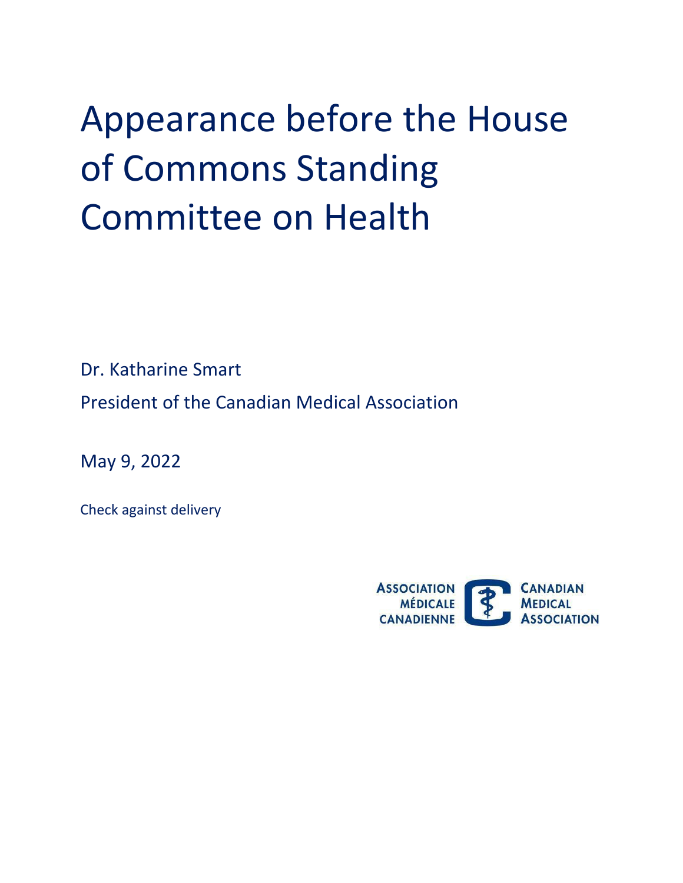# Appearance before the House of Commons Standing Committee on Health

Dr. Katharine Smart

President of the Canadian Medical Association

May 9, 2022

Check against delivery

ASSOCIATION MÉDICALE CANADIENNE   CANADIAN MEDICAL ASSOCIATION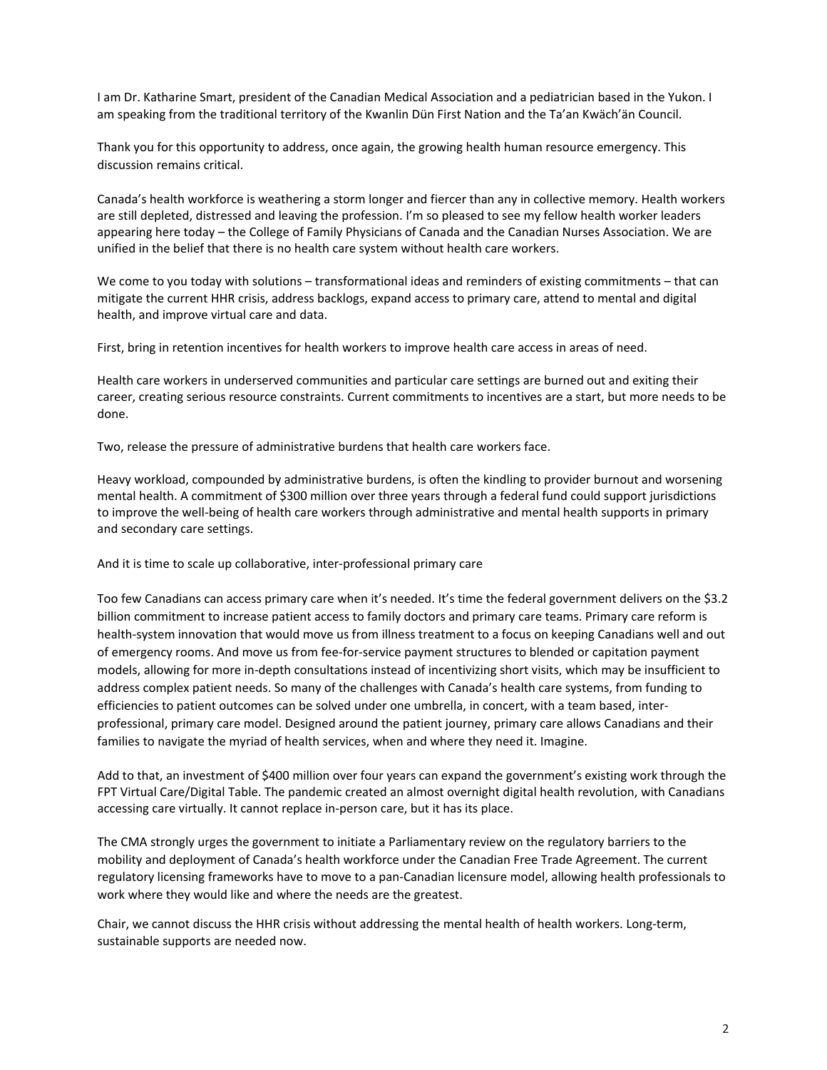I am Dr. Katharine Smart, president of the Canadian Medical Association and a pediatrician based in the Yukon. I am speaking from the traditional territory of the Kwanlin Dün First Nation and the Ta'an Kwäch'än Council.

Thank you for this opportunity to address, once again, the growing health human resource emergency. This discussion remains critical.

Canada's health workforce is weathering a storm longer and fiercer than any in collective memory. Health workers are still depleted, distressed and leaving the profession. I'm so pleased to see my fellow health worker leaders appearing here today – the College of Family Physicians of Canada and the Canadian Nurses Association. We are unified in the belief that there is no health care system without health care workers.

We come to you today with solutions – transformational ideas and reminders of existing commitments – that can mitigate the current HHR crisis, address backlogs, expand access to primary care, attend to mental and digital health, and improve virtual care and data.

First, bring in retention incentives for health workers to improve health care access in areas of need.

Health care workers in underserved communities and particular care settings are burned out and exiting their career, creating serious resource constraints. Current commitments to incentives are a start, but more needs to be done.

Two, release the pressure of administrative burdens that health care workers face.

Heavy workload, compounded by administrative burdens, is often the kindling to provider burnout and worsening mental health. A commitment of $300 million over three years through a federal fund could support jurisdictions to improve the well-being of health care workers through administrative and mental health supports in primary and secondary care settings.

And it is time to scale up collaborative, inter-professional primary care

Too few Canadians can access primary care when it's needed. It's time the federal government delivers on the $3.2 billion commitment to increase patient access to family doctors and primary care teams. Primary care reform is health-system innovation that would move us from illness treatment to a focus on keeping Canadians well and out of emergency rooms. And move us from fee-for-service payment structures to blended or capitation payment models, allowing for more in-depth consultations instead of incentivizing short visits, which may be insufficient to address complex patient needs. So many of the challenges with Canada's health care systems, from funding to efficiencies to patient outcomes can be solved under one umbrella, in concert, with a team based, inter-professional, primary care model. Designed around the patient journey, primary care allows Canadians and their families to navigate the myriad of health services, when and where they need it. Imagine.

Add to that, an investment of $400 million over four years can expand the government's existing work through the FPT Virtual Care/Digital Table. The pandemic created an almost overnight digital health revolution, with Canadians accessing care virtually. It cannot replace in-person care, but it has its place.

The CMA strongly urges the government to initiate a Parliamentary review on the regulatory barriers to the mobility and deployment of Canada's health workforce under the Canadian Free Trade Agreement. The current regulatory licensing frameworks have to move to a pan-Canadian licensure model, allowing health professionals to work where they would like and where the needs are the greatest.

Chair, we cannot discuss the HHR crisis without addressing the mental health of health workers. Long-term, sustainable supports are needed now.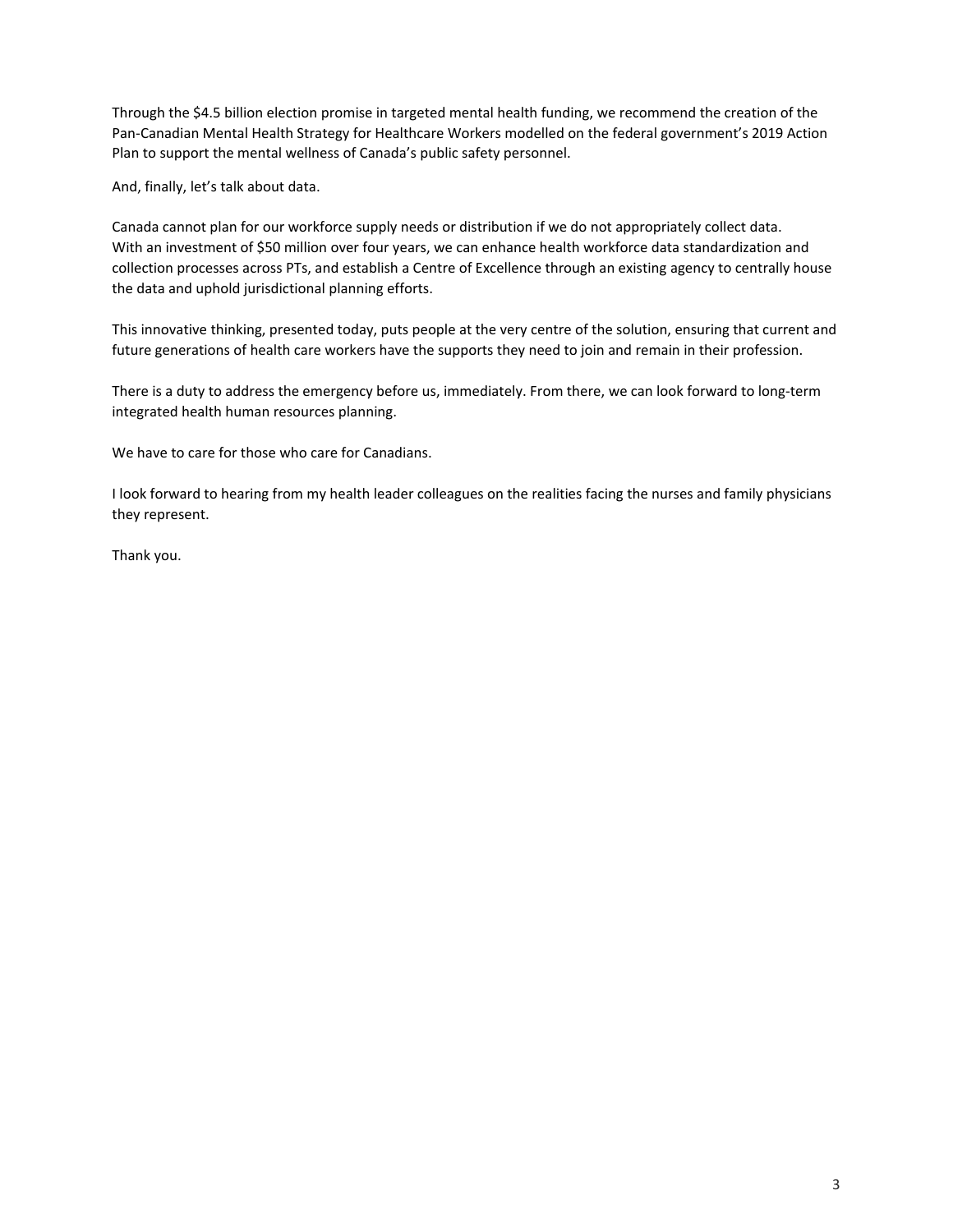Through the $4.5 billion election promise in targeted mental health funding, we recommend the creation of the Pan-Canadian Mental Health Strategy for Healthcare Workers modelled on the federal government's 2019 Action Plan to support the mental wellness of Canada's public safety personnel.

And, finally, let's talk about data.

Canada cannot plan for our workforce supply needs or distribution if we do not appropriately collect data. With an investment of $50 million over four years, we can enhance health workforce data standardization and collection processes across PTs, and establish a Centre of Excellence through an existing agency to centrally house the data and uphold jurisdictional planning efforts.

This innovative thinking, presented today, puts people at the very centre of the solution, ensuring that current and future generations of health care workers have the supports they need to join and remain in their profession.

There is a duty to address the emergency before us, immediately. From there, we can look forward to long-term integrated health human resources planning.

We have to care for those who care for Canadians.

I look forward to hearing from my health leader colleagues on the realities facing the nurses and family physicians they represent.

Thank you.